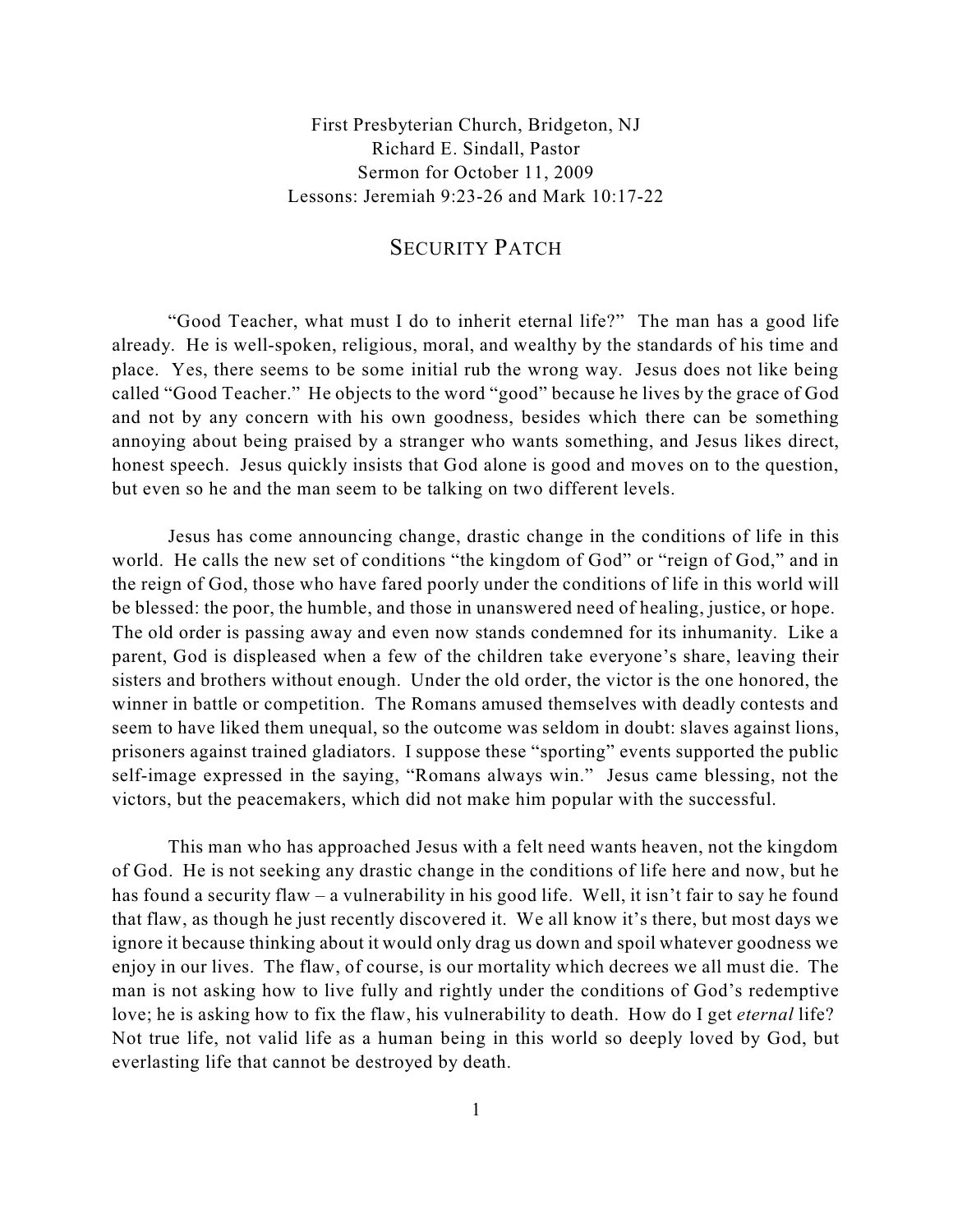First Presbyterian Church, Bridgeton, NJ
Richard E. Sindall, Pastor
Sermon for October 11, 2009
Lessons: Jeremiah 9:23-26 and Mark 10:17-22

# SECURITY PATCH

"Good Teacher, what must I do to inherit eternal life?" The man has a good life already. He is well-spoken, religious, moral, and wealthy by the standards of his time and place. Yes, there seems to be some initial rub the wrong way. Jesus does not like being called "Good Teacher." He objects to the word "good" because he lives by the grace of God and not by any concern with his own goodness, besides which there can be something annoying about being praised by a stranger who wants something, and Jesus likes direct, honest speech. Jesus quickly insists that God alone is good and moves on to the question, but even so he and the man seem to be talking on two different levels.

Jesus has come announcing change, drastic change in the conditions of life in this world. He calls the new set of conditions "the kingdom of God" or "reign of God," and in the reign of God, those who have fared poorly under the conditions of life in this world will be blessed: the poor, the humble, and those in unanswered need of healing, justice, or hope. The old order is passing away and even now stands condemned for its inhumanity. Like a parent, God is displeased when a few of the children take everyone's share, leaving their sisters and brothers without enough. Under the old order, the victor is the one honored, the winner in battle or competition. The Romans amused themselves with deadly contests and seem to have liked them unequal, so the outcome was seldom in doubt: slaves against lions, prisoners against trained gladiators. I suppose these "sporting" events supported the public self-image expressed in the saying, "Romans always win." Jesus came blessing, not the victors, but the peacemakers, which did not make him popular with the successful.

This man who has approached Jesus with a felt need wants heaven, not the kingdom of God. He is not seeking any drastic change in the conditions of life here and now, but he has found a security flaw – a vulnerability in his good life. Well, it isn't fair to say he found that flaw, as though he just recently discovered it. We all know it's there, but most days we ignore it because thinking about it would only drag us down and spoil whatever goodness we enjoy in our lives. The flaw, of course, is our mortality which decrees we all must die. The man is not asking how to live fully and rightly under the conditions of God's redemptive love; he is asking how to fix the flaw, his vulnerability to death. How do I get *eternal* life? Not true life, not valid life as a human being in this world so deeply loved by God, but everlasting life that cannot be destroyed by death.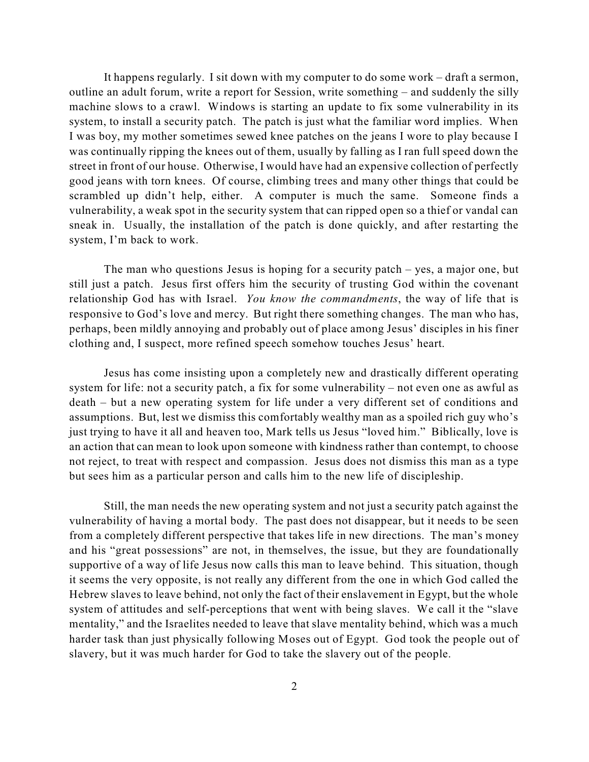It happens regularly. I sit down with my computer to do some work – draft a sermon, outline an adult forum, write a report for Session, write something – and suddenly the silly machine slows to a crawl. Windows is starting an update to fix some vulnerability in its system, to install a security patch. The patch is just what the familiar word implies. When I was boy, my mother sometimes sewed knee patches on the jeans I wore to play because I was continually ripping the knees out of them, usually by falling as I ran full speed down the street in front of our house. Otherwise, I would have had an expensive collection of perfectly good jeans with torn knees. Of course, climbing trees and many other things that could be scrambled up didn't help, either. A computer is much the same. Someone finds a vulnerability, a weak spot in the security system that can ripped open so a thief or vandal can sneak in. Usually, the installation of the patch is done quickly, and after restarting the system, I'm back to work.

The man who questions Jesus is hoping for a security patch – yes, a major one, but still just a patch. Jesus first offers him the security of trusting God within the covenant relationship God has with Israel. *You know the commandments*, the way of life that is responsive to God's love and mercy. But right there something changes. The man who has, perhaps, been mildly annoying and probably out of place among Jesus' disciples in his finer clothing and, I suspect, more refined speech somehow touches Jesus' heart.

Jesus has come insisting upon a completely new and drastically different operating system for life: not a security patch, a fix for some vulnerability – not even one as awful as death – but a new operating system for life under a very different set of conditions and assumptions. But, lest we dismiss this comfortably wealthy man as a spoiled rich guy who's just trying to have it all and heaven too, Mark tells us Jesus "loved him." Biblically, love is an action that can mean to look upon someone with kindness rather than contempt, to choose not reject, to treat with respect and compassion. Jesus does not dismiss this man as a type but sees him as a particular person and calls him to the new life of discipleship.

Still, the man needs the new operating system and not just a security patch against the vulnerability of having a mortal body. The past does not disappear, but it needs to be seen from a completely different perspective that takes life in new directions. The man's money and his "great possessions" are not, in themselves, the issue, but they are foundationally supportive of a way of life Jesus now calls this man to leave behind. This situation, though it seems the very opposite, is not really any different from the one in which God called the Hebrew slaves to leave behind, not only the fact of their enslavement in Egypt, but the whole system of attitudes and self-perceptions that went with being slaves. We call it the "slave mentality," and the Israelites needed to leave that slave mentality behind, which was a much harder task than just physically following Moses out of Egypt. God took the people out of slavery, but it was much harder for God to take the slavery out of the people.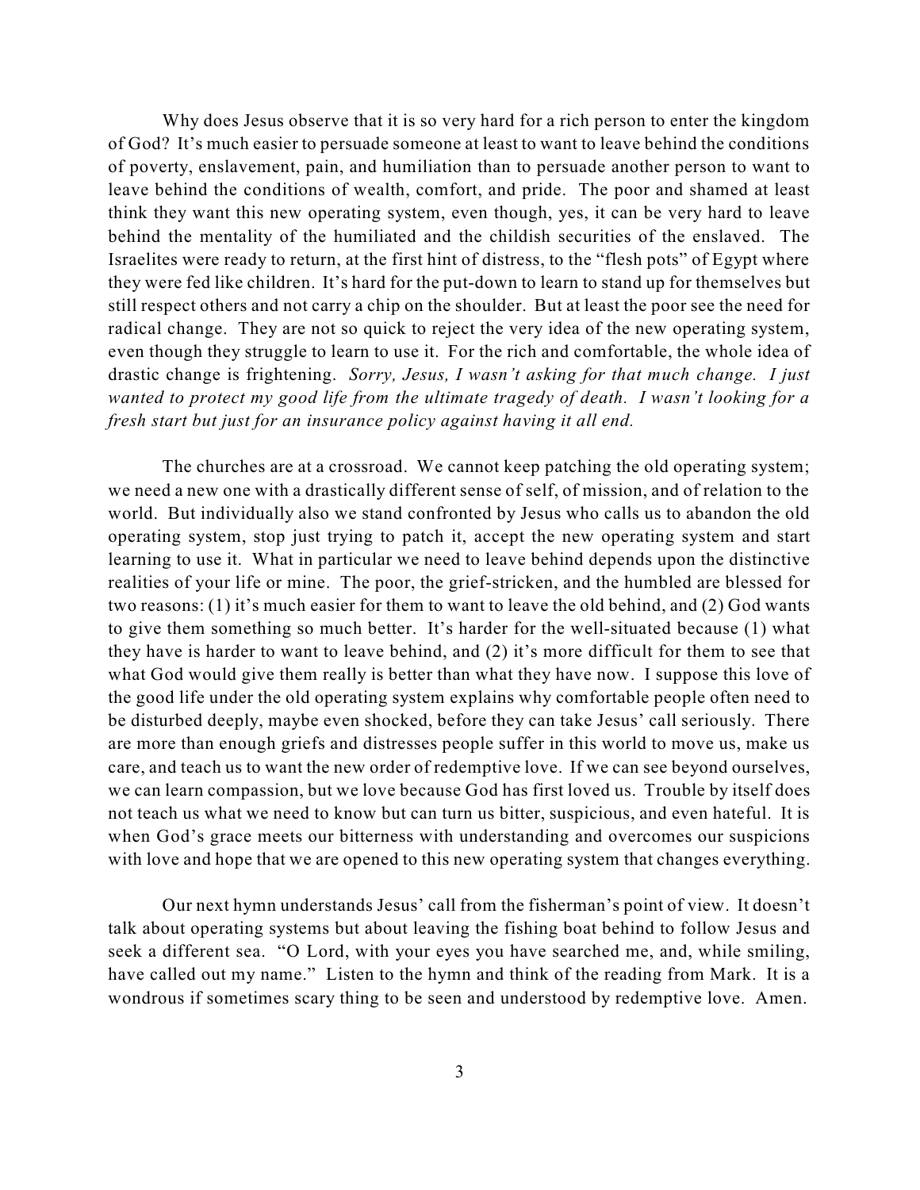Why does Jesus observe that it is so very hard for a rich person to enter the kingdom of God? It's much easier to persuade someone at least to want to leave behind the conditions of poverty, enslavement, pain, and humiliation than to persuade another person to want to leave behind the conditions of wealth, comfort, and pride. The poor and shamed at least think they want this new operating system, even though, yes, it can be very hard to leave behind the mentality of the humiliated and the childish securities of the enslaved. The Israelites were ready to return, at the first hint of distress, to the "flesh pots" of Egypt where they were fed like children. It's hard for the put-down to learn to stand up for themselves but still respect others and not carry a chip on the shoulder. But at least the poor see the need for radical change. They are not so quick to reject the very idea of the new operating system, even though they struggle to learn to use it. For the rich and comfortable, the whole idea of drastic change is frightening. *Sorry, Jesus, I wasn't asking for that much change. I just wanted to protect my good life from the ultimate tragedy of death. I wasn't looking for a fresh start but just for an insurance policy against having it all end.*

The churches are at a crossroad. We cannot keep patching the old operating system; we need a new one with a drastically different sense of self, of mission, and of relation to the world. But individually also we stand confronted by Jesus who calls us to abandon the old operating system, stop just trying to patch it, accept the new operating system and start learning to use it. What in particular we need to leave behind depends upon the distinctive realities of your life or mine. The poor, the grief-stricken, and the humbled are blessed for two reasons: (1) it's much easier for them to want to leave the old behind, and (2) God wants to give them something so much better. It's harder for the well-situated because (1) what they have is harder to want to leave behind, and (2) it's more difficult for them to see that what God would give them really is better than what they have now. I suppose this love of the good life under the old operating system explains why comfortable people often need to be disturbed deeply, maybe even shocked, before they can take Jesus' call seriously. There are more than enough griefs and distresses people suffer in this world to move us, make us care, and teach us to want the new order of redemptive love. If we can see beyond ourselves, we can learn compassion, but we love because God has first loved us. Trouble by itself does not teach us what we need to know but can turn us bitter, suspicious, and even hateful. It is when God's grace meets our bitterness with understanding and overcomes our suspicions with love and hope that we are opened to this new operating system that changes everything.

Our next hymn understands Jesus' call from the fisherman's point of view. It doesn't talk about operating systems but about leaving the fishing boat behind to follow Jesus and seek a different sea. "O Lord, with your eyes you have searched me, and, while smiling, have called out my name." Listen to the hymn and think of the reading from Mark. It is a wondrous if sometimes scary thing to be seen and understood by redemptive love. Amen.